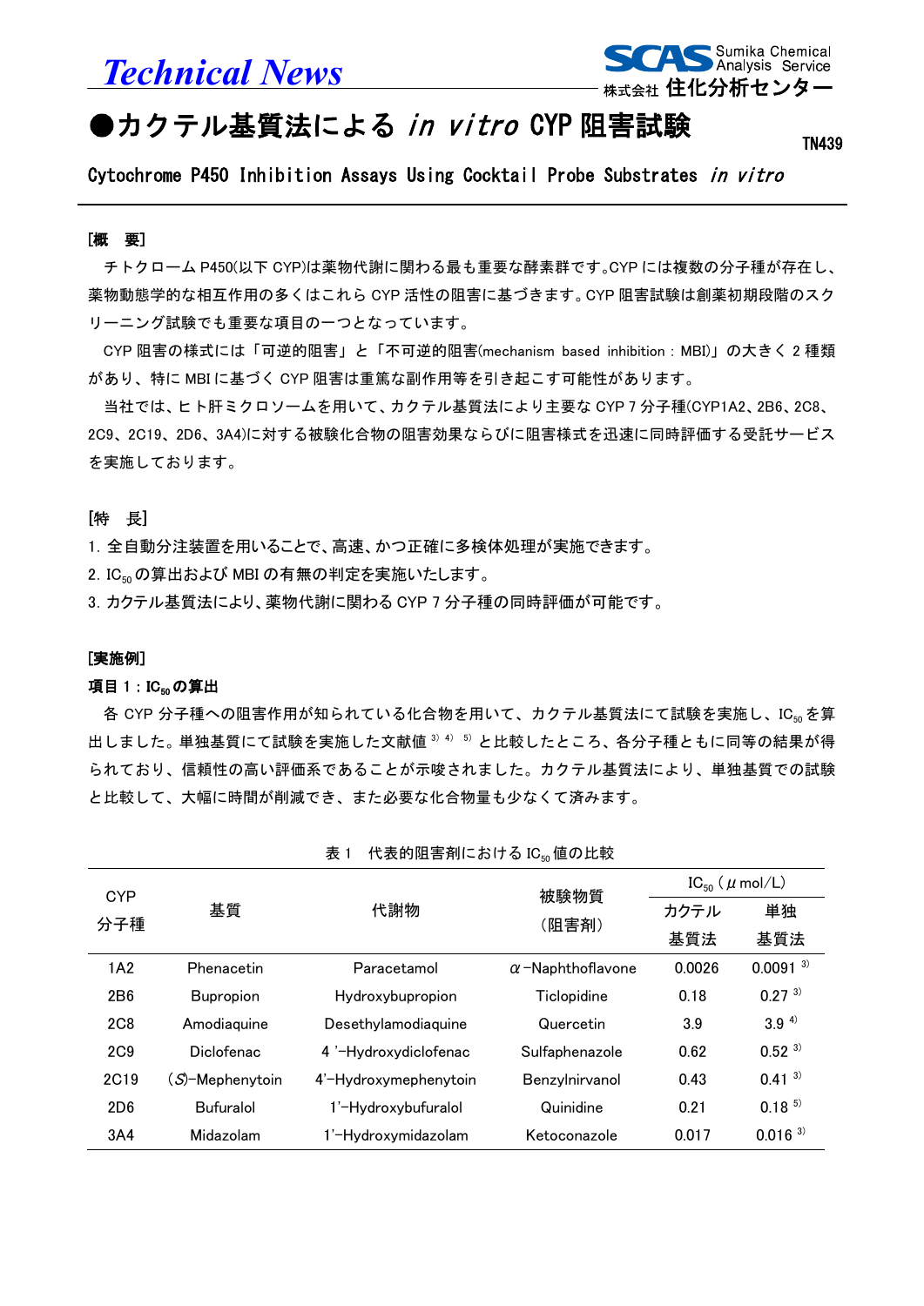# Technical News

Sumika Chemical Analysis Service
株式会社 住化分析センター

# ●カクテル基質法による *in vitro* CYP 阻害試験

TN439

## Cytochrome P450 Inhibition Assays Using Cocktail Probe Substrates *in vitro*

### [概　要]

チトクローム P450(以下 CYP)は薬物代謝に関わる最も重要な酵素群です。CYP には複数の分子種が存在し、薬物動態学的な相互作用の多くはこれら CYP 活性の阻害に基づきます。CYP 阻害試験は創薬初期段階のスクリーニング試験でも重要な項目の一つとなっています。

CYP 阻害の様式には「可逆的阻害」と「不可逆的阻害(mechanism based inhibition : MBI)」の大きく 2 種類があり、特に MBI に基づく CYP 阻害は重篤な副作用等を引き起こす可能性があります。

当社では、ヒト肝ミクロソームを用いて、カクテル基質法により主要な CYP 7 分子種(CYP1A2、2B6、2C8、2C9、2C19、2D6、3A4)に対する被験化合物の阻害効果ならびに阻害様式を迅速に同時評価する受託サービスを実施しております。

### [特　長]

1. 全自動分注装置を用いることで、高速、かつ正確に多検体処理が実施できます。
2. $IC_{50}$ の算出および MBI の有無の判定を実施いたします。
3. カクテル基質法により、薬物代謝に関わる CYP 7 分子種の同時評価が可能です。

### [実施例]

**項目 1 : $IC_{50}$ の算出**

各 CYP 分子種への阻害作用が知られている化合物を用いて、カクテル基質法にて試験を実施し、$IC_{50}$ を算出しました。単独基質にて試験を実施した文献値[3)] [4)] [5)] と比較したところ、各分子種ともに同等の結果が得られており、信頼性の高い評価系であることが示唆されました。カクテル基質法により、単独基質での試験と比較して、大幅に時間が削減でき、また必要な化合物量も少なくて済みます。

表 1　代表的阻害剤における $IC_{50}$ 値の比較

| CYP 分子種 | 基質 | 代謝物 | 被験物質（阻害剤） | $IC_{50}$ (μmol/L) | |
|---|---|---|---|---|---|
| | | | | カクテル基質法 | 単独基質法 |
| 1A2 | Phenacetin | Paracetamol | α-Naphthoflavone | 0.0026 | 0.0091 [3)] |
| 2B6 | Bupropion | Hydroxybupropion | Ticlopidine | 0.18 | 0.27 [3)] |
| 2C8 | Amodiaquine | Desethylamodiaquine | Quercetin | 3.9 | 3.9 [4)] |
| 2C9 | Diclofenac | 4'-Hydroxydiclofenac | Sulfaphenazole | 0.62 | 0.52 [3)] |
| 2C19 | (*S*)-Mephenytoin | 4'-Hydroxymephenytoin | Benzylnirvanol | 0.43 | 0.41 [3)] |
| 2D6 | Bufuralol | 1'-Hydroxybufuralol | Quinidine | 0.21 | 0.18 [5)] |
| 3A4 | Midazolam | 1'-Hydroxymidazolam | Ketoconazole | 0.017 | 0.016 [3)] |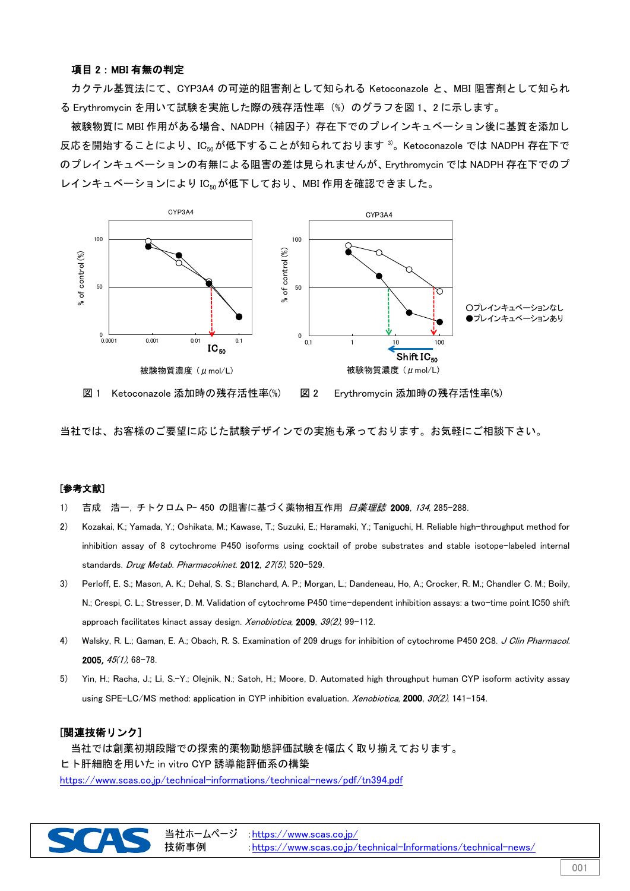**項目 2：MBI 有無の判定**

カクテル基質法にて、CYP3A4 の可逆的阻害剤として知られる Ketoconazole と、MBI 阻害剤として知られる Erythromycin を用いて試験を実施した際の残存活性率（%）のグラフを図 1、2 に示します。

被験物質に MBI 作用がある場合、NADPH（補因子）存在下でのプレインキュベーション後に基質を添加し反応を開始することにより、$IC_{50}$ が低下することが知られております [3]。Ketoconazole では NADPH 存在下でのプレインキュベーションの有無による阻害の差は見られませんが、Erythromycin では NADPH 存在下でのプレインキュベーションにより $IC_{50}$ が低下しており、MBI 作用を確認できました。

CYP3A4

% of control (%)

100

50

0

0.0001 0.001 0.01 0.1

$IC_{50}$

被験物質濃度（μ mol/L）

図 1　Ketoconazole 添加時の残存活性率(%)

CYP3A4

% of control (%)

100

50

0

0.1 1 10 100

Shift $IC_{50}$

被験物質濃度（μ mol/L）

図 2　Erythromycin 添加時の残存活性率(%)

○プレインキュベーションなし
●プレインキュベーションあり

当社では、お客様のご要望に応じた試験デザインでの実施も承っております。お気軽にご相談下さい。

**[参考文献]**

1) 吉成　浩一, チトクロム P- 450 の阻害に基づく薬物相互作用 *日薬理誌* **2009**, *134*, 285-288.

2) Kozakai, K.; Yamada, Y.; Oshikata, M.; Kawase, T.; Suzuki, E.; Haramaki, Y.; Taniguchi, H. Reliable high-throughput method for inhibition assay of 8 cytochrome P450 isoforms using cocktail of probe substrates and stable isotope-labeled internal standards. *Drug Metab. Pharmacokinet.* **2012**, *27(5)*, 520-529.

3) Perloff, E. S.; Mason, A. K.; Dehal, S. S.; Blanchard, A. P.; Morgan, L.; Dandeneau, Ho, A.; Crocker, R. M.; Chandler C. M.; Boily, N.; Crespi, C. L.; Stresser, D. M. Validation of cytochrome P450 time-dependent inhibition assays: a two-time point IC50 shift approach facilitates kinact assay design. *Xenobiotica*, **2009**, *39(2)*, 99-112.

4) Walsky, R. L.; Gaman, E. A.; Obach, R. S. Examination of 209 drugs for inhibition of cytochrome P450 2C8. *J Clin Pharmacol.* **2005**, *45(1)*, 68-78.

5) Yin, H.; Racha, J.; Li, S.-Y.; Olejnik, N.; Satoh, H.; Moore, D. Automated high throughput human CYP isoform activity assay using SPE-LC/MS method: application in CYP inhibition evaluation. *Xenobiotica*, **2000**, *30(2)*, 141-154.

**[関連技術リンク]**

当社では創薬初期段階での探索的薬物動態評価試験を幅広く取り揃えております。
ヒト肝細胞を用いた in vitro CYP 誘導能評価系の構築
https://www.scas.co.jp/technical-informations/technical-news/pdf/tn394.pdf

SCAS　当社ホームページ　：https://www.scas.co.jp/
技術事例　：https://www.scas.co.jp/technical-Informations/technical-news/